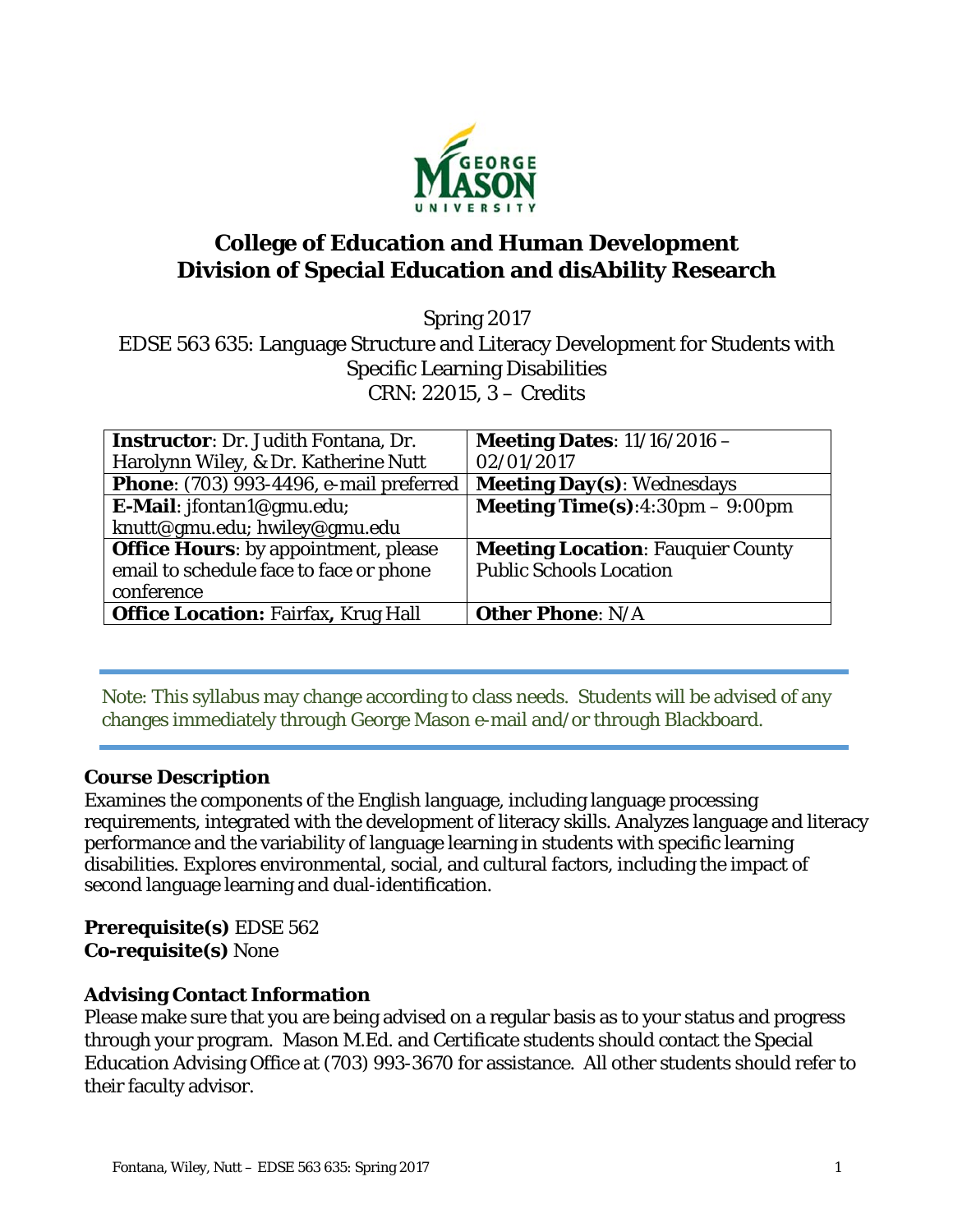# College of Education and Human Development
# Division of Special Education and disAbility Research

Spring 2017

EDSE 563 635: Language Structure and Literacy Development for Students with Specific Learning Disabilities

CRN: 22015, 3 – Credits

| **Instructor**: Dr. Judith Fontana, Dr. Harolynn Wiley, & Dr. Katherine Nutt | **Meeting Dates**: 11/16/2016 – 02/01/2017 |
|---|---|
| **Phone**: (703) 993-4496, e-mail preferred | **Meeting Day(s)**: Wednesdays |
| **E-Mail**: jfontan1@gmu.edu; knutt@gmu.edu; hwiley@gmu.edu | **Meeting Time(s)**:4:30pm – 9:00pm |
| **Office Hours**: by appointment, please email to schedule face to face or phone conference | **Meeting Location**: Fauquier County Public Schools Location |
| **Office Location:** Fairfax**,** Krug Hall | **Other Phone**: N/A |

Note: This syllabus may change according to class needs. Students will be advised of any changes immediately through George Mason e-mail and/or through Blackboard.

### Course Description

Examines the components of the English language, including language processing requirements, integrated with the development of literacy skills. Analyzes language and literacy performance and the variability of language learning in students with specific learning disabilities. Explores environmental, social, and cultural factors, including the impact of second language learning and dual-identification.

**Prerequisite(s)** EDSE 562
**Co-requisite(s)** None

### Advising Contact Information

Please make sure that you are being advised on a regular basis as to your status and progress through your program. Mason M.Ed. and Certificate students should contact the Special Education Advising Office at (703) 993-3670 for assistance. All other students should refer to their faculty advisor.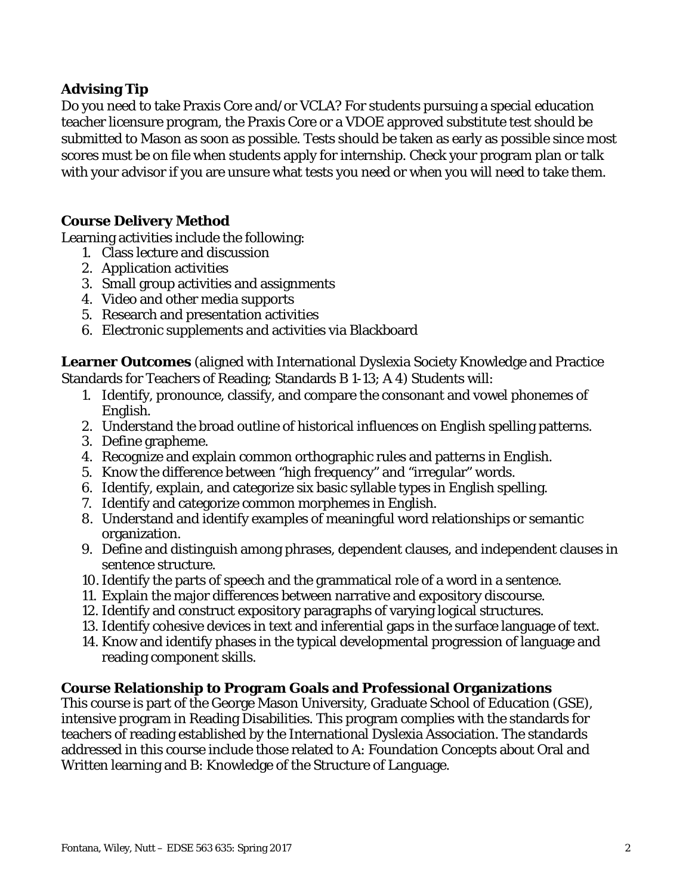**Advising Tip**

Do you need to take Praxis Core and/or VCLA? For students pursuing a special education teacher licensure program, the Praxis Core or a VDOE approved substitute test should be submitted to Mason as soon as possible. Tests should be taken as early as possible since most scores must be on file when students apply for internship. Check your program plan or talk with your advisor if you are unsure what tests you need or when you will need to take them.

**Course Delivery Method**

Learning activities include the following:

1. Class lecture and discussion
2. Application activities
3. Small group activities and assignments
4. Video and other media supports
5. Research and presentation activities
6. Electronic supplements and activities via Blackboard

**Learner Outcomes** (aligned with International Dyslexia Society Knowledge and Practice Standards for Teachers of Reading; Standards B 1-13; A 4) Students will:

1. Identify, pronounce, classify, and compare the consonant and vowel phonemes of English.
2. Understand the broad outline of historical influences on English spelling patterns.
3. Define grapheme.
4. Recognize and explain common orthographic rules and patterns in English.
5. Know the difference between "high frequency" and "irregular" words.
6. Identify, explain, and categorize six basic syllable types in English spelling.
7. Identify and categorize common morphemes in English.
8. Understand and identify examples of meaningful word relationships or semantic organization.
9. Define and distinguish among phrases, dependent clauses, and independent clauses in sentence structure.
10. Identify the parts of speech and the grammatical role of a word in a sentence.
11. Explain the major differences between narrative and expository discourse.
12. Identify and construct expository paragraphs of varying logical structures.
13. Identify cohesive devices in text and inferential gaps in the surface language of text.
14. Know and identify phases in the typical developmental progression of language and reading component skills.

**Course Relationship to Program Goals and Professional Organizations**

This course is part of the George Mason University, Graduate School of Education (GSE), intensive program in Reading Disabilities. This program complies with the standards for teachers of reading established by the International Dyslexia Association. The standards addressed in this course include those related to A: Foundation Concepts about Oral and Written learning and B: Knowledge of the Structure of Language.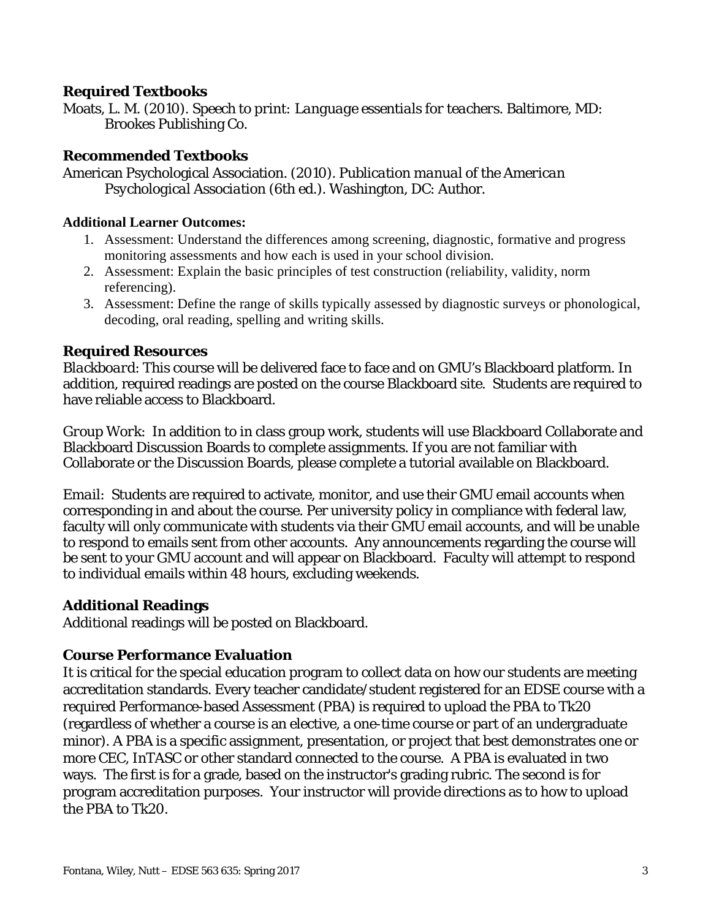### Required Textbooks

Moats, L. M. (2010). Speech to print: *Language essentials for teachers*. Baltimore, MD: Brookes Publishing Co.

### Recommended Textbooks

American Psychological Association. (2010). *Publication manual of the American Psychological Association* (6th ed.). Washington, DC: Author.

**Additional Learner Outcomes:**

1. Assessment: Understand the differences among screening, diagnostic, formative and progress monitoring assessments and how each is used in your school division.
2. Assessment: Explain the basic principles of test construction (reliability, validity, norm referencing).
3. Assessment: Define the range of skills typically assessed by diagnostic surveys or phonological, decoding, oral reading, spelling and writing skills.

### Required Resources

*Blackboard*: This course will be delivered face to face and on GMU's Blackboard platform. In addition, required readings are posted on the course Blackboard site. Students are required to have reliable access to Blackboard.

*Group Work*: In addition to in class group work, students will use Blackboard Collaborate and Blackboard Discussion Boards to complete assignments. If you are not familiar with Collaborate or the Discussion Boards, please complete a tutorial available on Blackboard.

*Email*: Students are required to activate, monitor, and use their GMU email accounts when corresponding in and about the course. Per university policy in compliance with federal law, faculty will only communicate with students via their GMU email accounts, and will be unable to respond to emails sent from other accounts. Any announcements regarding the course will be sent to your GMU account and will appear on Blackboard. Faculty will attempt to respond to individual emails within 48 hours, excluding weekends.

### Additional Readings

Additional readings will be posted on Blackboard.

### Course Performance Evaluation

It is critical for the special education program to collect data on how our students are meeting accreditation standards. Every teacher candidate/student registered for an EDSE course with a required Performance-based Assessment (PBA) is required to upload the PBA to Tk20 (regardless of whether a course is an elective, a one-time course or part of an undergraduate minor). A PBA is a specific assignment, presentation, or project that best demonstrates one or more CEC, InTASC or other standard connected to the course. A PBA is evaluated in two ways. The first is for a grade, based on the instructor's grading rubric. The second is for program accreditation purposes. Your instructor will provide directions as to how to upload the PBA to Tk20.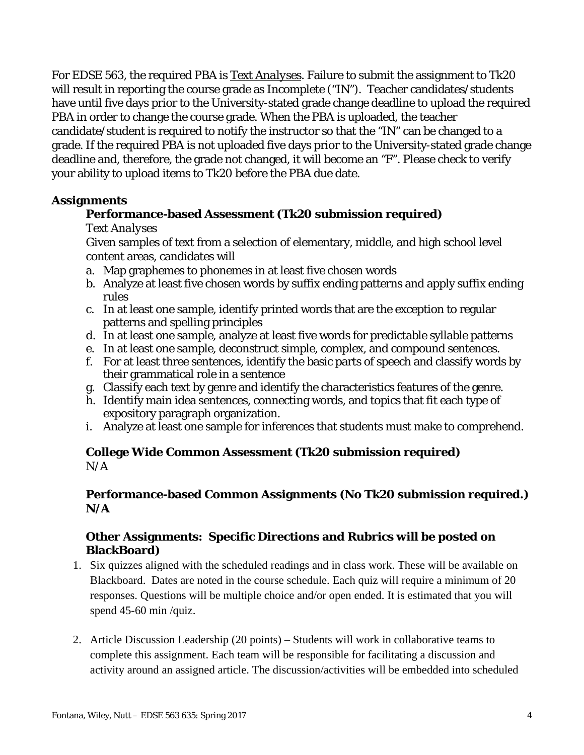For EDSE 563, the required PBA is Text Analyses. Failure to submit the assignment to Tk20 will result in reporting the course grade as Incomplete ("IN"). Teacher candidates/students have until five days prior to the University-stated grade change deadline to upload the required PBA in order to change the course grade. When the PBA is uploaded, the teacher candidate/student is required to notify the instructor so that the "IN" can be changed to a grade. If the required PBA is not uploaded five days prior to the University-stated grade change deadline and, therefore, the grade not changed, it will become an "F". Please check to verify your ability to upload items to Tk20 before the PBA due date.

### Assignments

#### Performance-based Assessment (Tk20 submission required)

*Text Analyses*

Given samples of text from a selection of elementary, middle, and high school level content areas, candidates will

a. Map graphemes to phonemes in at least five chosen words
b. Analyze at least five chosen words by suffix ending patterns and apply suffix ending rules
c. In at least one sample, identify printed words that are the exception to regular patterns and spelling principles
d. In at least one sample, analyze at least five words for predictable syllable patterns
e. In at least one sample, deconstruct simple, complex, and compound sentences.
f. For at least three sentences, identify the basic parts of speech and classify words by their grammatical role in a sentence
g. Classify each text by genre and identify the characteristics features of the genre.
h. Identify main idea sentences, connecting words, and topics that fit each type of expository paragraph organization.
i. Analyze at least one sample for inferences that students must make to comprehend.

#### College Wide Common Assessment (Tk20 submission required)

N/A

#### Performance-based Common Assignments (No Tk20 submission required.)

**N/A**

#### Other Assignments: Specific Directions and Rubrics will be posted on BlackBoard)

1. Six quizzes aligned with the scheduled readings and in class work. These will be available on Blackboard. Dates are noted in the course schedule. Each quiz will require a minimum of 20 responses. Questions will be multiple choice and/or open ended. It is estimated that you will spend 45-60 min /quiz.

2. Article Discussion Leadership (20 points) – Students will work in collaborative teams to complete this assignment. Each team will be responsible for facilitating a discussion and activity around an assigned article. The discussion/activities will be embedded into scheduled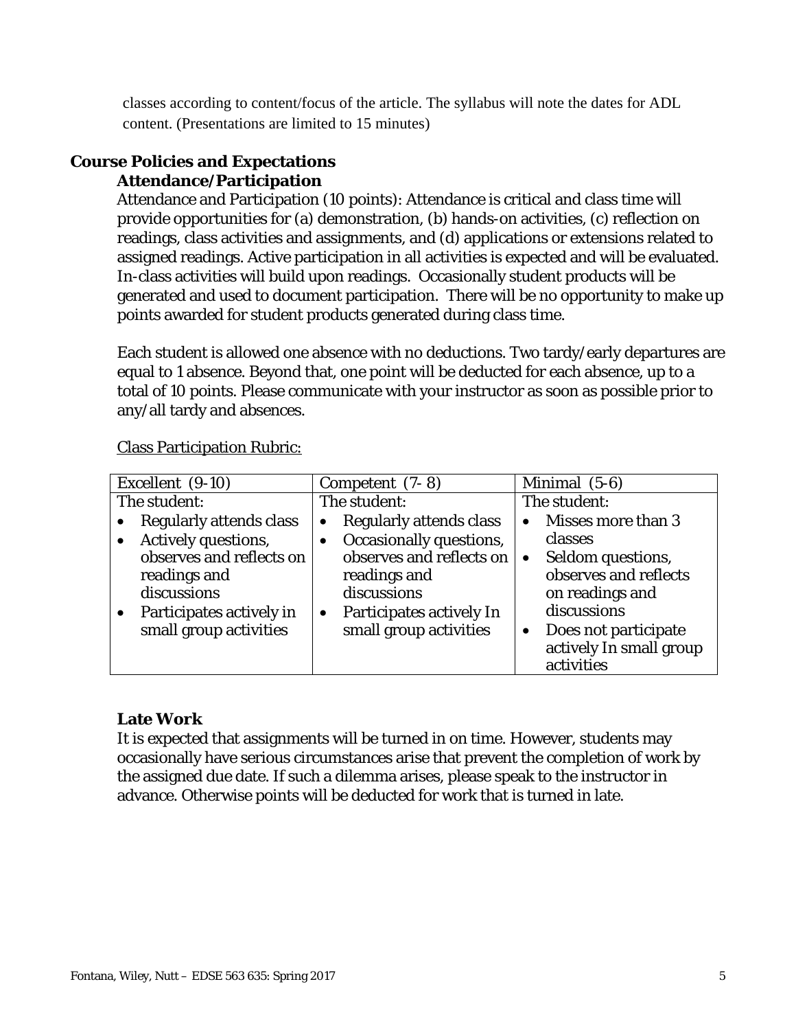classes according to content/focus of the article. The syllabus will note the dates for ADL content. (Presentations are limited to 15 minutes)

## Course Policies and Expectations

### Attendance/Participation

Attendance and Participation (10 points): Attendance is critical and class time will provide opportunities for (a) demonstration, (b) hands-on activities, (c) reflection on readings, class activities and assignments, and (d) applications or extensions related to assigned readings. Active participation in all activities is expected and will be evaluated. In-class activities will build upon readings. Occasionally student products will be generated and used to document participation. There will be no opportunity to make up points awarded for student products generated during class time.

Each student is allowed one absence with no deductions. Two tardy/early departures are equal to 1 absence. Beyond that, one point will be deducted for each absence, up to a total of 10 points. Please communicate with your instructor as soon as possible prior to any/all tardy and absences.

<u>Class Participation Rubric:</u>

| Excellent (9-10) | Competent (7- 8) | Minimal (5-6) |
|---|---|---|
| The student:<br>• Regularly attends class<br>• Actively questions, observes and reflects on readings and discussions<br>• Participates actively in small group activities | The student:<br>• Regularly attends class<br>• Occasionally questions, observes and reflects on readings and discussions<br>• Participates actively In small group activities | The student:<br>• Misses more than 3 classes<br>• Seldom questions, observes and reflects on readings and discussions<br>• Does not participate actively In small group activities |

### Late Work

It is expected that assignments will be turned in on time. However, students may occasionally have serious circumstances arise that prevent the completion of work by the assigned due date. If such a dilemma arises, please speak to the instructor in advance. Otherwise points will be deducted for work that is turned in late.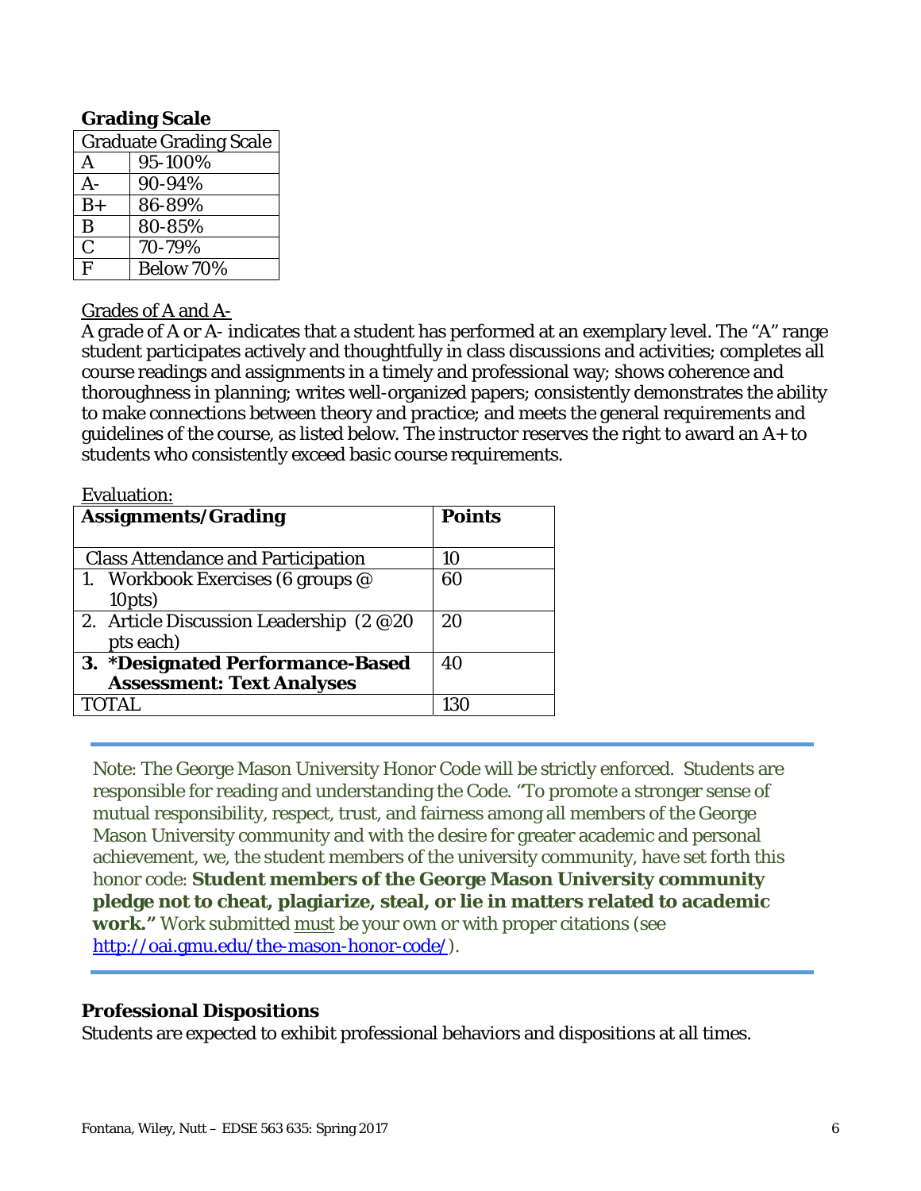### Grading Scale

| Graduate Grading Scale | |
|---|---|
| A | 95-100% |
| A- | 90-94% |
| B+ | 86-89% |
| B | 80-85% |
| C | 70-79% |
| F | Below 70% |

Grades of A and A-

A grade of A or A- indicates that a student has performed at an exemplary level. The "A" range student participates actively and thoughtfully in class discussions and activities; completes all course readings and assignments in a timely and professional way; shows coherence and thoroughness in planning; writes well-organized papers; consistently demonstrates the ability to make connections between theory and practice; and meets the general requirements and guidelines of the course, as listed below. The instructor reserves the right to award an A+ to students who consistently exceed basic course requirements.

Evaluation:

| **Assignments/Grading** | **Points** |
|---|---|
| Class Attendance and Participation | 10 |
| 1. Workbook Exercises (6 groups @ 10pts) | 60 |
| 2. Article Discussion Leadership (2 @20 pts each) | 20 |
| **3. *Designated Performance-Based Assessment: Text Analyses** | 40 |
| TOTAL | 130 |

Note: The George Mason University Honor Code will be strictly enforced. Students are responsible for reading and understanding the Code. "To promote a stronger sense of mutual responsibility, respect, trust, and fairness among all members of the George Mason University community and with the desire for greater academic and personal achievement, we, the student members of the university community, have set forth this honor code: **Student members of the George Mason University community pledge not to cheat, plagiarize, steal, or lie in matters related to academic work."** Work submitted must be your own or with proper citations (see http://oai.gmu.edu/the-mason-honor-code/).

### Professional Dispositions

Students are expected to exhibit professional behaviors and dispositions at all times.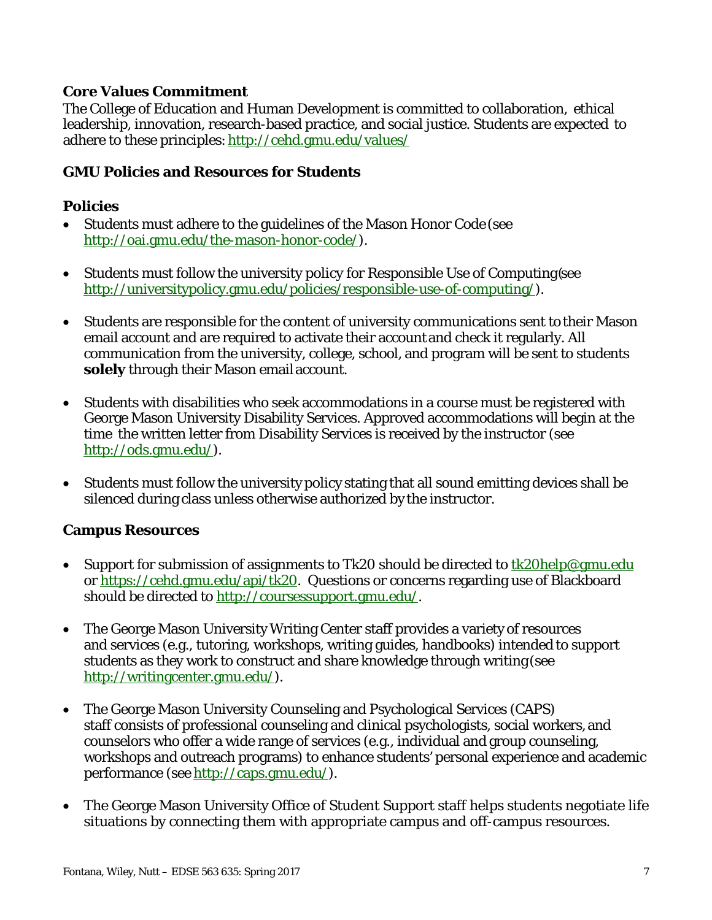### Core Values Commitment

The College of Education and Human Development is committed to collaboration, ethical leadership, innovation, research-based practice, and social justice. Students are expected to adhere to these principles: http://cehd.gmu.edu/values/

### GMU Policies and Resources for Students

### Policies

- Students must adhere to the guidelines of the Mason Honor Code (see http://oai.gmu.edu/the-mason-honor-code/).
- Students must follow the university policy for Responsible Use of Computing (see http://universitypolicy.gmu.edu/policies/responsible-use-of-computing/).
- Students are responsible for the content of university communications sent to their Mason email account and are required to activate their account and check it regularly. All communication from the university, college, school, and program will be sent to students **solely** through their Mason email account.
- Students with disabilities who seek accommodations in a course must be registered with George Mason University Disability Services. Approved accommodations will begin at the time the written letter from Disability Services is received by the instructor (see http://ods.gmu.edu/).
- Students must follow the university policy stating that all sound emitting devices shall be silenced during class unless otherwise authorized by the instructor.

### Campus Resources

- Support for submission of assignments to Tk20 should be directed to tk20help@gmu.edu or https://cehd.gmu.edu/api/tk20. Questions or concerns regarding use of Blackboard should be directed to http://coursessupport.gmu.edu/.
- The George Mason University Writing Center staff provides a variety of resources and services (e.g., tutoring, workshops, writing guides, handbooks) intended to support students as they work to construct and share knowledge through writing (see http://writingcenter.gmu.edu/).
- The George Mason University Counseling and Psychological Services (CAPS) staff consists of professional counseling and clinical psychologists, social workers, and counselors who offer a wide range of services (e.g., individual and group counseling, workshops and outreach programs) to enhance students' personal experience and academic performance (see http://caps.gmu.edu/).
- The George Mason University Office of Student Support staff helps students negotiate life situations by connecting them with appropriate campus and off-campus resources.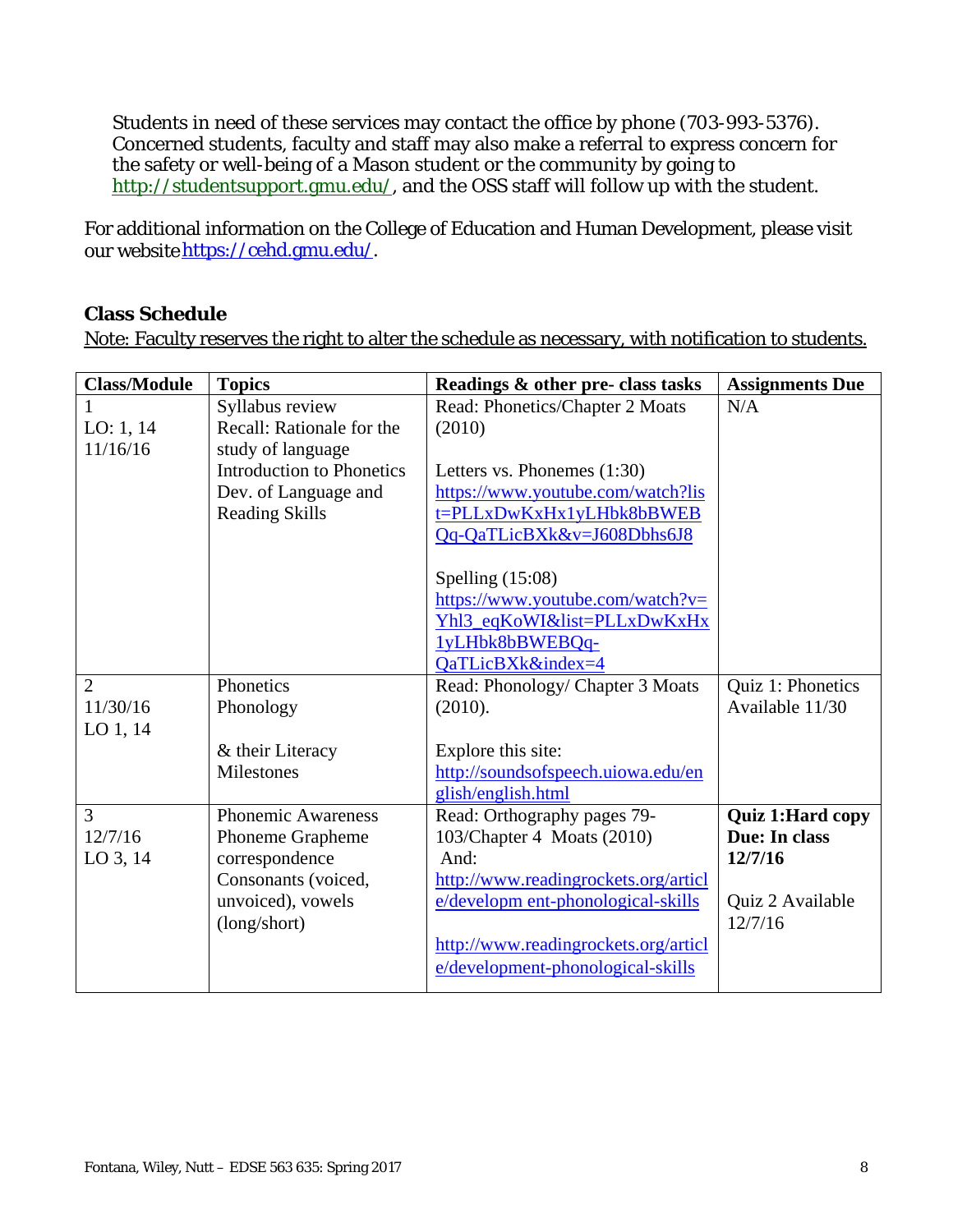Students in need of these services may contact the office by phone (703-993-5376). Concerned students, faculty and staff may also make a referral to express concern for the safety or well-being of a Mason student or the community by going to http://studentsupport.gmu.edu/, and the OSS staff will follow up with the student.

For additional information on the College of Education and Human Development, please visit our website https://cehd.gmu.edu/.

## Class Schedule

Note: Faculty reserves the right to alter the schedule as necessary, with notification to students.

| Class/Module | Topics | Readings & other pre- class tasks | Assignments Due |
|---|---|---|---|
| 1<br>LO: 1, 14<br>11/16/16 | Syllabus review<br>Recall: Rationale for the study of language<br>Introduction to Phonetics<br>Dev. of Language and Reading Skills | Read: Phonetics/Chapter 2 Moats (2010)<br><br>Letters vs. Phonemes (1:30)<br>https://www.youtube.com/watch?list=PLLxDwKxHx1yLHbk8bBWEBQq-QaTLicBXk&v=J608Dbhs6J8<br><br>Spelling (15:08)<br>https://www.youtube.com/watch?v=Yhl3_eqKoWI&list=PLLxDwKxHx1yLHbk8bBWEBQq-QaTLicBXk&index=4 | N/A |
| 2<br>11/30/16<br>LO 1, 14 | Phonetics<br>Phonology<br><br>& their Literacy Milestones | Read: Phonology/ Chapter 3 Moats (2010).<br><br>Explore this site:<br>http://soundsofspeech.uiowa.edu/english/english.html | Quiz 1: Phonetics Available 11/30 |
| 3<br>12/7/16<br>LO 3, 14 | Phonemic Awareness<br>Phoneme Grapheme correspondence<br>Consonants (voiced, unvoiced), vowels (long/short) | Read: Orthography pages 79-103/Chapter 4 Moats (2010)<br>And:<br>http://www.readingrockets.org/article/developm ent-phonological-skills<br><br>http://www.readingrockets.org/article/development-phonological-skills | **Quiz 1:Hard copy Due: In class 12/7/16**<br><br>Quiz 2 Available 12/7/16 |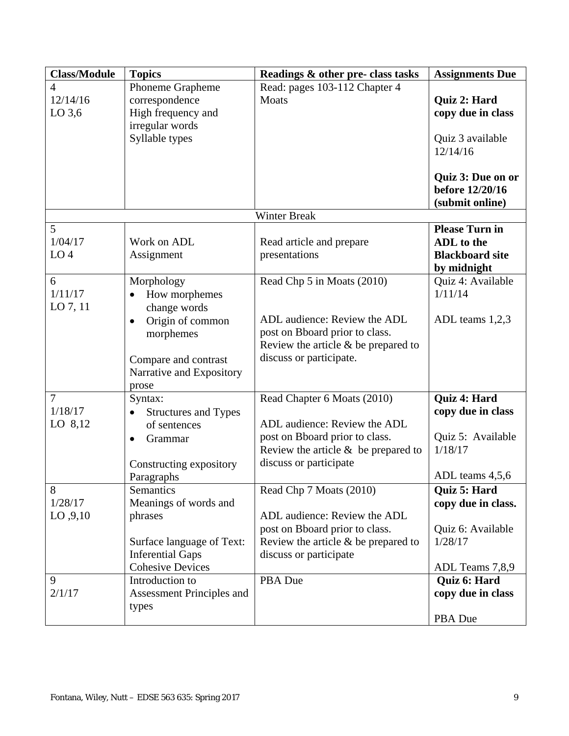| Class/Module | Topics | Readings & other pre- class tasks | Assignments Due |
|---|---|---|---|
| 4<br>12/14/16<br>LO 3,6 | Phoneme Grapheme correspondence<br>High frequency and irregular words<br>Syllable types | Read: pages 103-112 Chapter 4 Moats | **Quiz 2: Hard copy due in class**<br><br>Quiz 3 available 12/14/16<br><br>**Quiz 3: Due on or before 12/20/16 (submit online)** |
| | | Winter Break | |
| 5<br>1/04/17<br>LO 4 | Work on ADL Assignment | Read article and prepare presentations | **Please Turn in ADL to the Blackboard site by midnight** |
| 6<br>1/11/17<br>LO 7, 11 | Morphology<br>• How morphemes change words<br>• Origin of common morphemes<br><br>Compare and contrast Narrative and Expository prose | Read Chp 5 in Moats (2010)<br><br>ADL audience: Review the ADL post on Bboard prior to class. Review the article & be prepared to discuss or participate. | Quiz 4: Available 1/11/14<br><br>ADL teams 1,2,3 |
| 7<br>1/18/17<br>LO 8,12 | Syntax:<br>• Structures and Types of sentences<br>• Grammar<br><br>Constructing expository Paragraphs | Read Chapter 6 Moats (2010)<br><br>ADL audience: Review the ADL post on Bboard prior to class. Review the article & be prepared to discuss or participate | **Quiz 4: Hard copy due in class**<br><br>Quiz 5: Available 1/18/17<br><br>ADL teams 4,5,6 |
| 8<br>1/28/17<br>LO ,9,10 | Semantics<br>Meanings of words and phrases<br><br>Surface language of Text: Inferential Gaps<br>Cohesive Devices | Read Chp 7 Moats (2010)<br><br>ADL audience: Review the ADL post on Bboard prior to class. Review the article & be prepared to discuss or participate | **Quiz 5: Hard copy due in class.**<br><br>Quiz 6: Available 1/28/17<br><br>ADL Teams 7,8,9 |
| 9<br>2/1/17 | Introduction to Assessment Principles and types | PBA Due | **Quiz 6: Hard copy due in class**<br><br>PBA Due |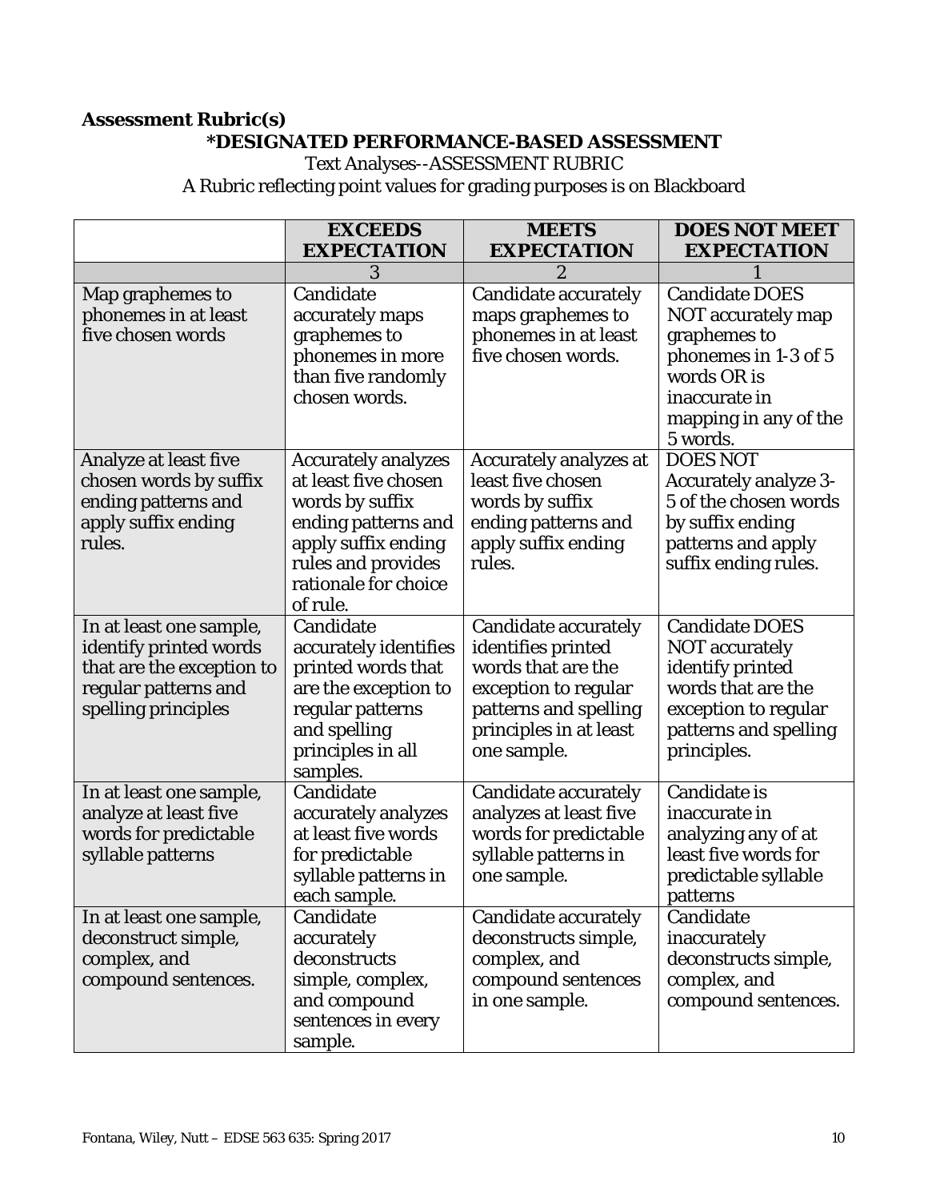**Assessment Rubric(s)**

**\*DESIGNATED PERFORMANCE-BASED ASSESSMENT**

Text Analyses--ASSESSMENT RUBRIC

A Rubric reflecting point values for grading purposes is on Blackboard

| | **EXCEEDS EXPECTATION** | **MEETS EXPECTATION** | **DOES NOT MEET EXPECTATION** |
|---|---|---|---|
| | 3 | 2 | 1 |
| Map graphemes to phonemes in at least five chosen words | Candidate accurately maps graphemes to phonemes in more than five randomly chosen words. | Candidate accurately maps graphemes to phonemes in at least five chosen words. | Candidate DOES NOT accurately map graphemes to phonemes in 1-3 of 5 words OR is inaccurate in mapping in any of the 5 words. |
| Analyze at least five chosen words by suffix ending patterns and apply suffix ending rules. | Accurately analyzes at least five chosen words by suffix ending patterns and apply suffix ending rules and provides rationale for choice of rule. | Accurately analyzes at least five chosen words by suffix ending patterns and apply suffix ending rules. | DOES NOT Accurately analyze 3-5 of the chosen words by suffix ending patterns and apply suffix ending rules. |
| In at least one sample, identify printed words that are the exception to regular patterns and spelling principles | Candidate accurately identifies printed words that are the exception to regular patterns and spelling principles in all samples. | Candidate accurately identifies printed words that are the exception to regular patterns and spelling principles in at least one sample. | Candidate DOES NOT accurately identify printed words that are the exception to regular patterns and spelling principles. |
| In at least one sample, analyze at least five words for predictable syllable patterns | Candidate accurately analyzes at least five words for predictable syllable patterns in each sample. | Candidate accurately analyzes at least five words for predictable syllable patterns in one sample. | Candidate is inaccurate in analyzing any of at least five words for predictable syllable patterns |
| In at least one sample, deconstruct simple, complex, and compound sentences. | Candidate accurately deconstructs simple, complex, and compound sentences in every sample. | Candidate accurately deconstructs simple, complex, and compound sentences in one sample. | Candidate inaccurately deconstructs simple, complex, and compound sentences. |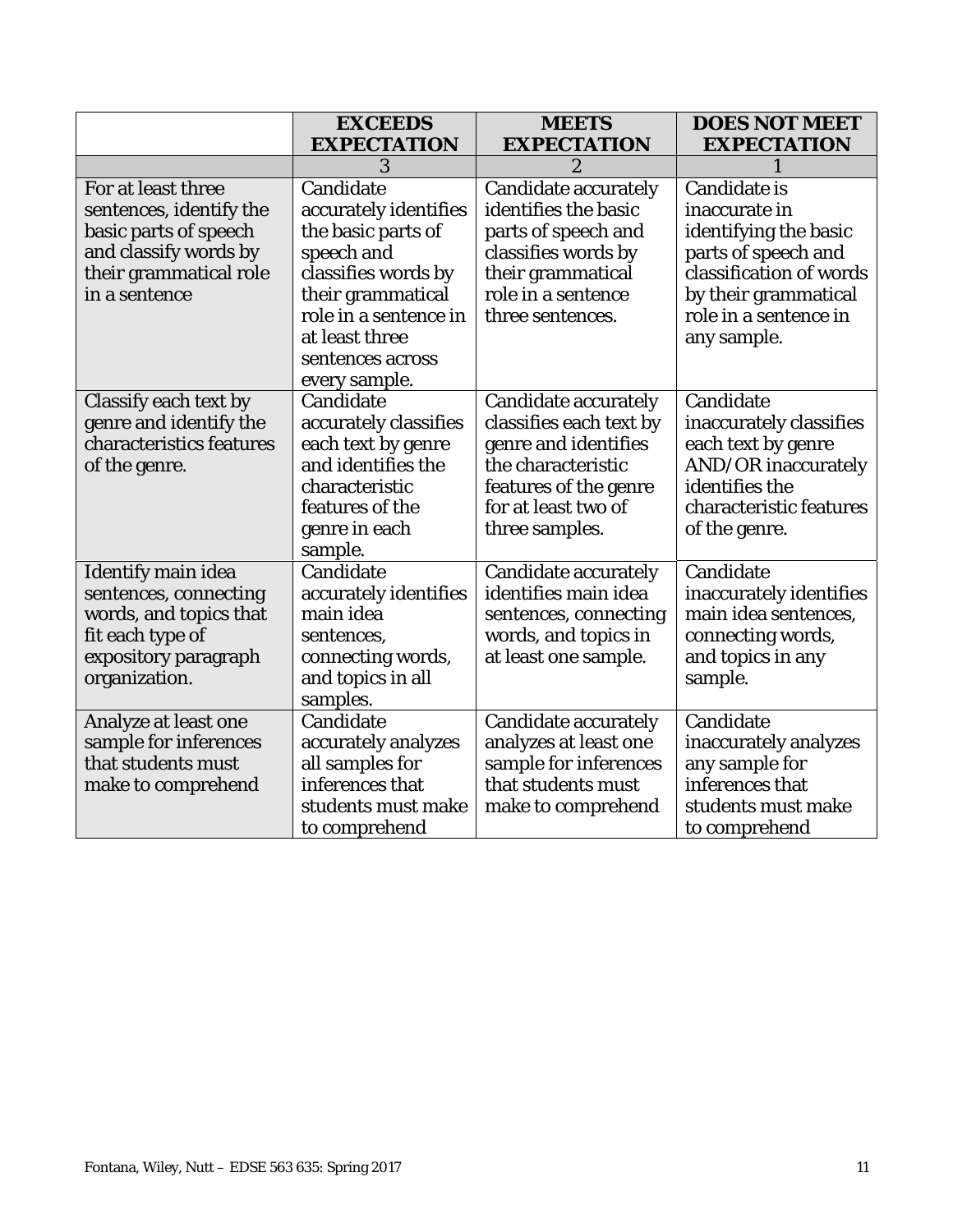| | EXCEEDS EXPECTATION | MEETS EXPECTATION | DOES NOT MEET EXPECTATION |
|---|---|---|---|
| | 3 | 2 | 1 |
| For at least three sentences, identify the basic parts of speech and classify words by their grammatical role in a sentence | Candidate accurately identifies the basic parts of speech and classifies words by their grammatical role in a sentence in at least three sentences across every sample. | Candidate accurately identifies the basic parts of speech and classifies words by their grammatical role in a sentence three sentences. | Candidate is inaccurate in identifying the basic parts of speech and classification of words by their grammatical role in a sentence in any sample. |
| Classify each text by genre and identify the characteristics features of the genre. | Candidate accurately classifies each text by genre and identifies the characteristic features of the genre in each sample. | Candidate accurately classifies each text by genre and identifies the characteristic features of the genre for at least two of three samples. | Candidate inaccurately classifies each text by genre AND/OR inaccurately identifies the characteristic features of the genre. |
| Identify main idea sentences, connecting words, and topics that fit each type of expository paragraph organization. | Candidate accurately identifies main idea sentences, connecting words, and topics in all samples. | Candidate accurately identifies main idea sentences, connecting words, and topics in at least one sample. | Candidate inaccurately identifies main idea sentences, connecting words, and topics in any sample. |
| Analyze at least one sample for inferences that students must make to comprehend | Candidate accurately analyzes all samples for inferences that students must make to comprehend | Candidate accurately analyzes at least one sample for inferences that students must make to comprehend | Candidate inaccurately analyzes any sample for inferences that students must make to comprehend |